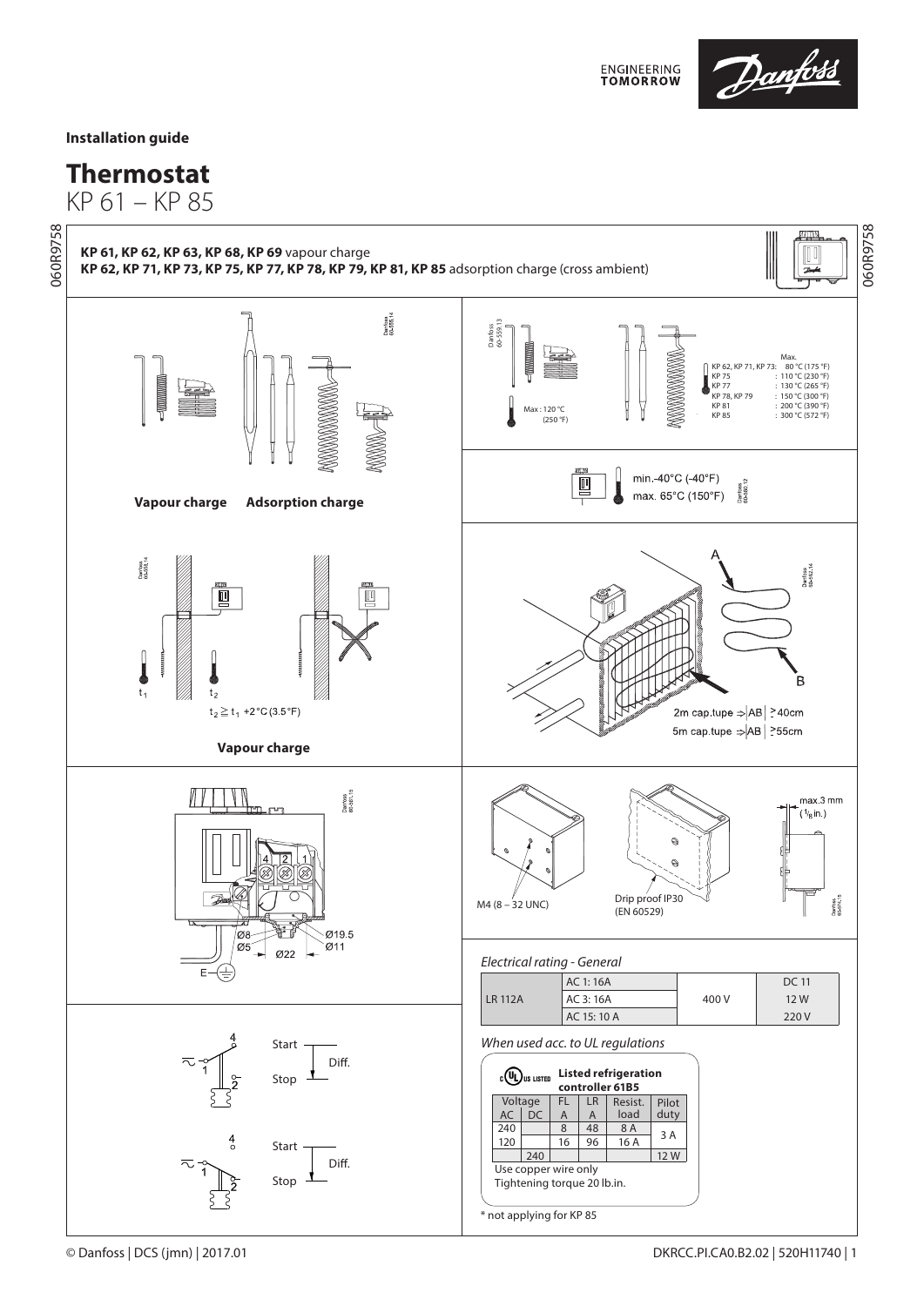**Installation guide**

# Thermostat

KP 61 – KP 85

**KP 61, KP 62, KP 63, KP 68, KP 69** vapour charge
**KP 62, KP 71, KP 73, KP 75, KP 77, KP 78, KP 79, KP 81, KP 85** adsorption charge (cross ambient)

**Vapour charge** **Adsorption charge**

Max : 120 °C (250 °F)

| | Max. |
|---|---|
| KP 62, KP 71, KP 73 | : 80 °C (175 °F) |
| KP 75 | : 110 °C (230 °F) |
| KP 77 | : 130 °C (265 °F) |
| KP 78, KP 79 | : 150 °C (300 °F) |
| KP 81 | : 200 °C (390 °F) |
| KP 85 | : 300 °C (572 °F) |

min.-40°C (-40°F)
max. 65°C (150°F)

$t_1$ $t_2$

$t_2 \geq t_1$ +2 °C (3.5 °F)

**Vapour charge**

A B

2m cap.tupe ⇒ AB ≥ 40cm
5m cap.tupe ⇒ AB ≥ 55cm

4 2 1

Ø8 Ø5 Ø22 Ø19.5 Ø11

E

M4 (8 – 32 UNC)

Drip proof IP30 (EN 60529)

max.3 mm (1/8 in.)

4 1 2 Start Stop Diff.

4 1 2 Start Stop Diff.

*Electrical rating - General*

| | | | |
|---|---|---|---|
| LR 112A | AC 1: 16A | 400 V | DC 11 |
| | AC 3: 16A | | 12 W |
| | AC 15: 10 A | | 220 V |

*When used acc. to UL regulations*

c UL us LISTED **Listed refrigeration controller 61B5**

| Voltage AC | Voltage DC | FL A | LR A | Resist. load | Pilot duty |
|---|---|---|---|---|---|
| 240 | | 8 | 48 | 8 A | 3 A |
| 120 | | 16 | 96 | 16 A | |
| | 240 | | | | 12 W |

Use copper wire only
Tightening torque 20 lb.in.

\* not applying for KP 85

© Danfoss | DCS (jmn) | 2017.01

DKRCC.PI.CA0.B2.02 | 520H11740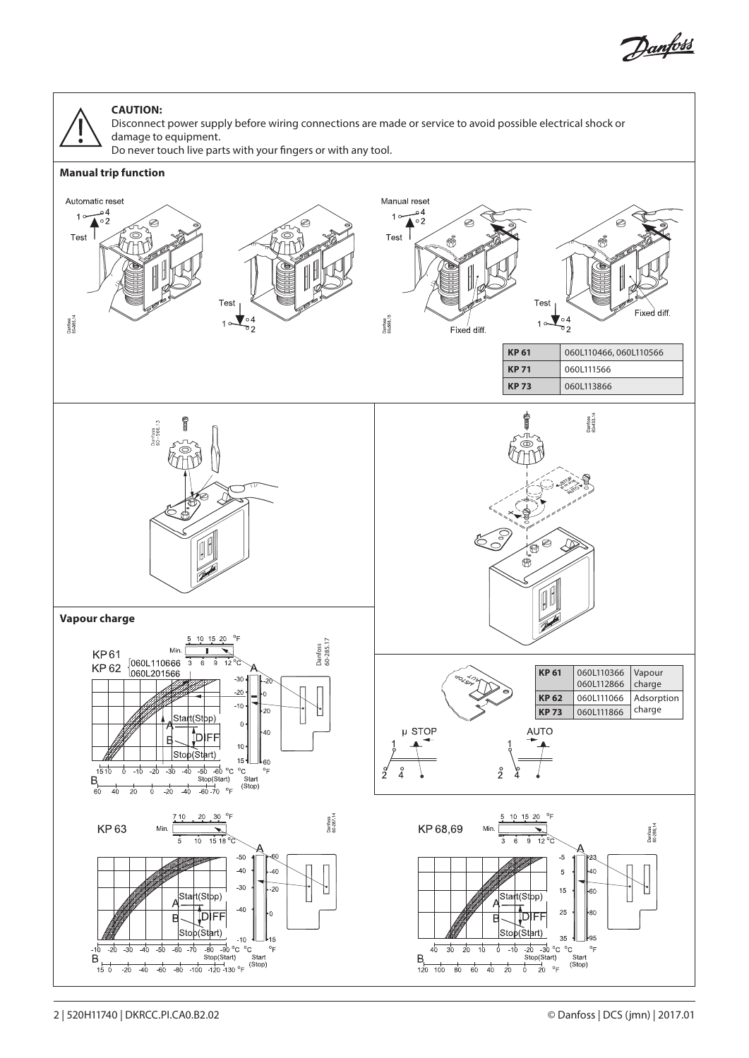**CAUTION:**
Disconnect power supply before wiring connections are made or service to avoid possible electrical shock or damage to equipment.
Do never touch live parts with your fingers or with any tool.

## Manual trip function

Automatic reset

1 4 2

Test

Test

1 4 2

Manual reset

1 4 2

Test

Fixed diff.

Test

1 4 2

Fixed diff.

| | |
|---|---|
| **KP 61** | 060L110466, 060L110566 |
| **KP 71** | 060L111566 |
| **KP 73** | 060L113866 |

| | | |
|---|---|---|
| **KP 61** | 060L110366<br>060L112866 | Vapour charge |
| **KP 62** | 060L111066 | Adsorption charge |
| **KP 73** | 060L111866 | |

μ STOP

AUTO

## Vapour charge

KP 61
KP 62
060L110666
060L201566

Min.

5 10 15 20 °F
3 6 9 12 °C

A
-30 -20 -10 0 10 15
-20 0 20 40 60
°C °F

Start(Stop)
DIFF
Stop(Start)

15 10 0 -10 -20 -30 -40 -50 -60 °C
60 40 20 0 -20 -40 -60 -70 °F
B
Stop(Start)
Start (Stop)

KP 63

Min.

7 10 20 30 °F
5 10 15 18 °C

A
-50 -40 -30 -40 -10
-60 -40 -20 0 15
°C °F

Start(Stop)
DIFF
Stop(Start)

-10 -20 -30 -40 -50 -60 -70 -80 -90 °C
15 0 -20 -40 -60 -80 -100 -120 -130 °F
B
Stop(Start)
Start (Stop)

KP 68,69

Min.

5 10 15 20 °F
3 6 9 12 °C

A
-5 5 15 25 35
23 40 60 80 95
°C °F

Start(Stop)
DIFF
Stop(Start)

40 30 20 10 0 -10 -20 -30 °C
120 100 80 60 40 20 0 20 °F
B
Stop(Start)
Start (Stop)